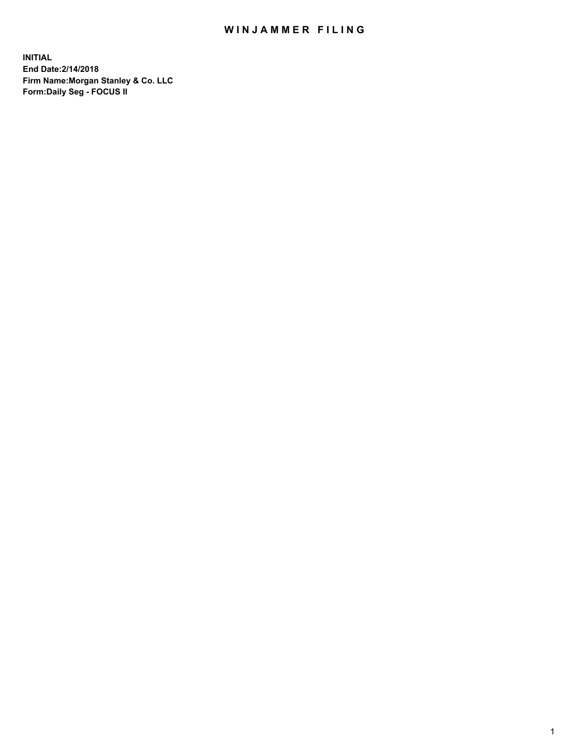# WINJAMMER FILING

**INITIAL**
**End Date:2/14/2018**
**Firm Name:Morgan Stanley & Co. LLC**
**Form:Daily Seg - FOCUS II**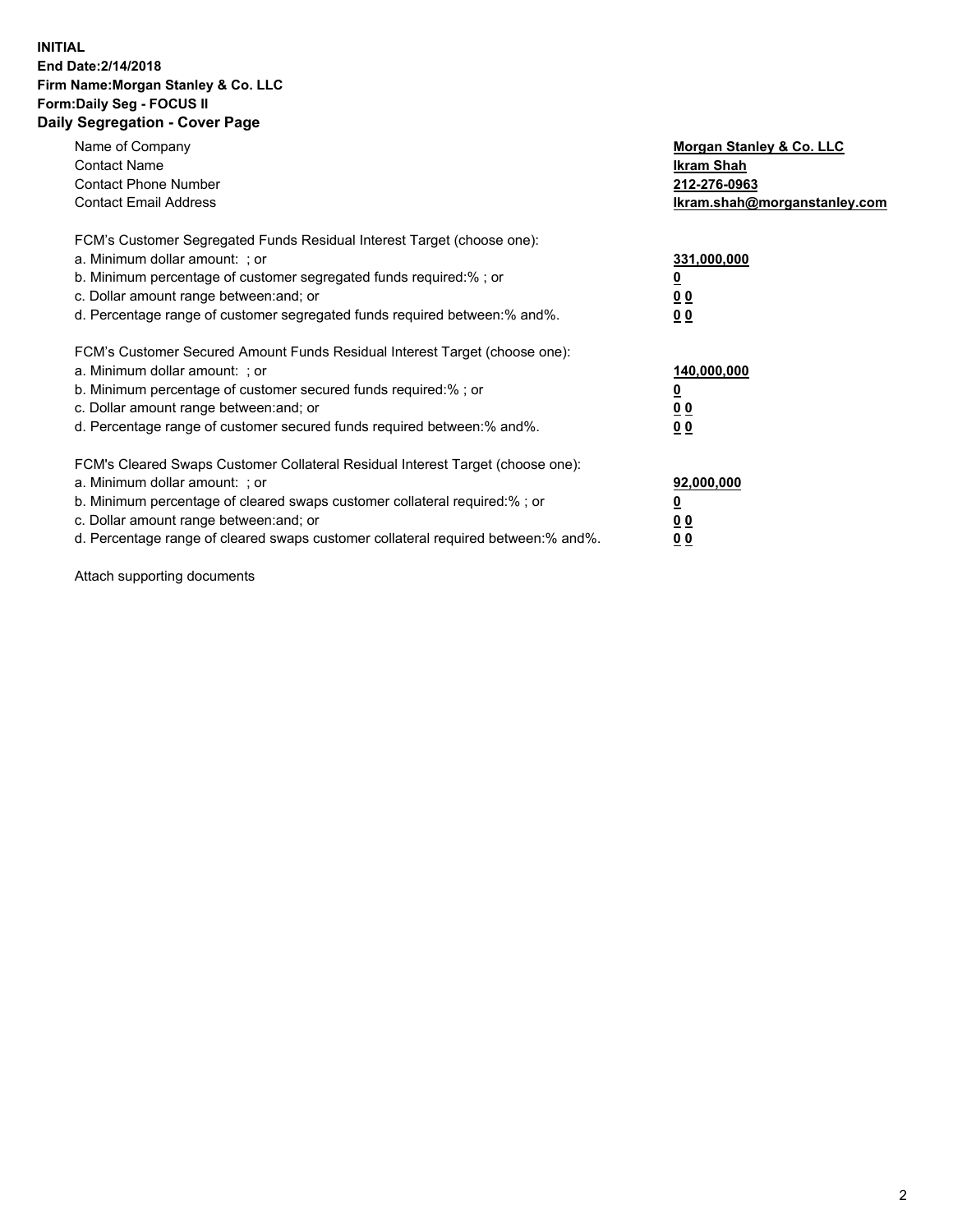**INITIAL**
**End Date:2/14/2018**
**Firm Name:Morgan Stanley & Co. LLC**
**Form:Daily Seg - FOCUS II**
**Daily Segregation - Cover Page**

| | |
|---|---|
| Name of Company | **Morgan Stanley & Co. LLC** |
| Contact Name | **Ikram Shah** |
| Contact Phone Number | **212-276-0963** |
| Contact Email Address | **Ikram.shah@morganstanley.com** |

| | |
|---|---|
| FCM's Customer Segregated Funds Residual Interest Target (choose one): | |
| a. Minimum dollar amount: ; or | **331,000,000** |
| b. Minimum percentage of customer segregated funds required:% ; or | **0** |
| c. Dollar amount range between:and; or | **0 0** |
| d. Percentage range of customer segregated funds required between:% and%. | **0 0** |

| | |
|---|---|
| FCM's Customer Secured Amount Funds Residual Interest Target (choose one): | |
| a. Minimum dollar amount: ; or | **140,000,000** |
| b. Minimum percentage of customer secured funds required:% ; or | **0** |
| c. Dollar amount range between:and; or | **0 0** |
| d. Percentage range of customer secured funds required between:% and%. | **0 0** |

| | |
|---|---|
| FCM's Cleared Swaps Customer Collateral Residual Interest Target (choose one): | |
| a. Minimum dollar amount: ; or | **92,000,000** |
| b. Minimum percentage of cleared swaps customer collateral required:% ; or | **0** |
| c. Dollar amount range between:and; or | **0 0** |
| d. Percentage range of cleared swaps customer collateral required between:% and%. | **0 0** |

Attach supporting documents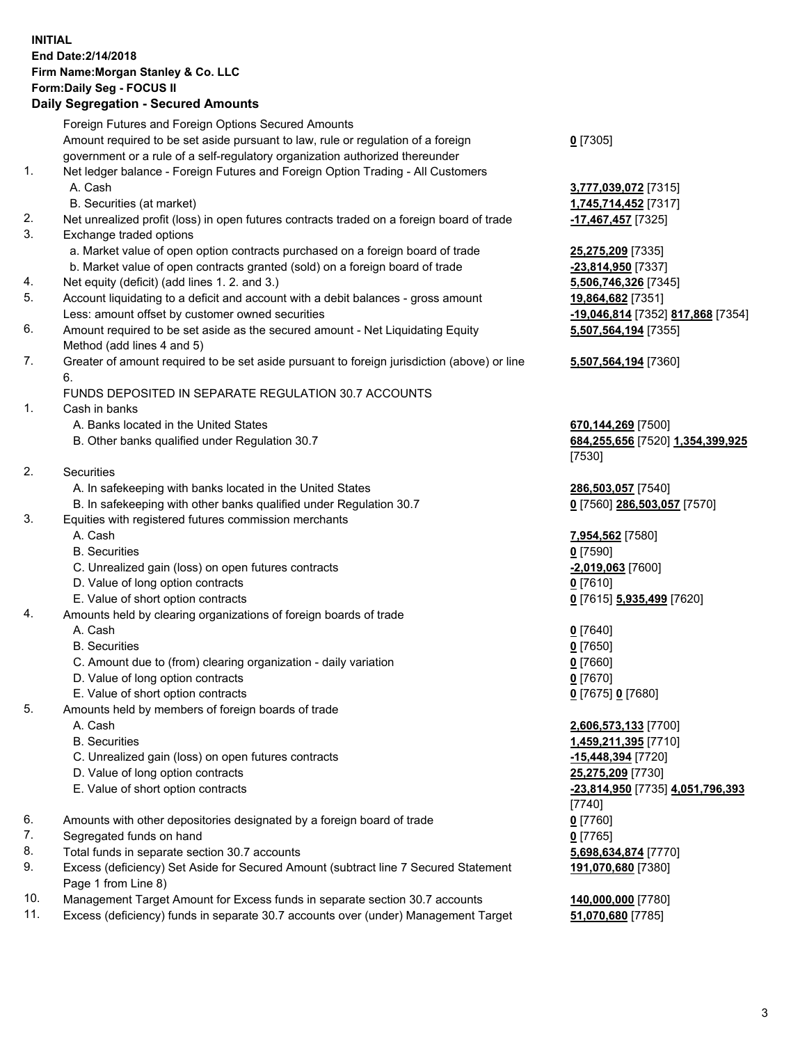**INITIAL**
**End Date:2/14/2018**
**Firm Name:Morgan Stanley & Co. LLC**
**Form:Daily Seg - FOCUS II**
**Daily Segregation - Secured Amounts**

| | | |
|---|---|---|
| | Foreign Futures and Foreign Options Secured Amounts | |
| | Amount required to be set aside pursuant to law, rule or regulation of a foreign government or a rule of a self-regulatory organization authorized thereunder | **0** [7305] |
| 1. | Net ledger balance - Foreign Futures and Foreign Option Trading - All Customers | |
| | A. Cash | **3,777,039,072** [7315] |
| | B. Securities (at market) | **1,745,714,452** [7317] |
| 2. | Net unrealized profit (loss) in open futures contracts traded on a foreign board of trade | **-17,467,457** [7325] |
| 3. | Exchange traded options | |
| | a. Market value of open option contracts purchased on a foreign board of trade | **25,275,209** [7335] |
| | b. Market value of open contracts granted (sold) on a foreign board of trade | **-23,814,950** [7337] |
| 4. | Net equity (deficit) (add lines 1. 2. and 3.) | **5,506,746,326** [7345] |
| 5. | Account liquidating to a deficit and account with a debit balances - gross amount | **19,864,682** [7351] |
| | Less: amount offset by customer owned securities | **-19,046,814** [7352] **817,868** [7354] |
| 6. | Amount required to be set aside as the secured amount - Net Liquidating Equity Method (add lines 4 and 5) | **5,507,564,194** [7355] |
| 7. | Greater of amount required to be set aside pursuant to foreign jurisdiction (above) or line 6. | **5,507,564,194** [7360] |
| | FUNDS DEPOSITED IN SEPARATE REGULATION 30.7 ACCOUNTS | |
| 1. | Cash in banks | |
| | A. Banks located in the United States | **670,144,269** [7500] |
| | B. Other banks qualified under Regulation 30.7 | **684,255,656** [7520] **1,354,399,925** [7530] |
| 2. | Securities | |
| | A. In safekeeping with banks located in the United States | **286,503,057** [7540] |
| | B. In safekeeping with other banks qualified under Regulation 30.7 | **0** [7560] **286,503,057** [7570] |
| 3. | Equities with registered futures commission merchants | |
| | A. Cash | **7,954,562** [7580] |
| | B. Securities | **0** [7590] |
| | C. Unrealized gain (loss) on open futures contracts | **-2,019,063** [7600] |
| | D. Value of long option contracts | **0** [7610] |
| | E. Value of short option contracts | **0** [7615] **5,935,499** [7620] |
| 4. | Amounts held by clearing organizations of foreign boards of trade | |
| | A. Cash | **0** [7640] |
| | B. Securities | **0** [7650] |
| | C. Amount due to (from) clearing organization - daily variation | **0** [7660] |
| | D. Value of long option contracts | **0** [7670] |
| | E. Value of short option contracts | **0** [7675] **0** [7680] |
| 5. | Amounts held by members of foreign boards of trade | |
| | A. Cash | **2,606,573,133** [7700] |
| | B. Securities | **1,459,211,395** [7710] |
| | C. Unrealized gain (loss) on open futures contracts | **-15,448,394** [7720] |
| | D. Value of long option contracts | **25,275,209** [7730] |
| | E. Value of short option contracts | **-23,814,950** [7735] **4,051,796,393** [7740] |
| 6. | Amounts with other depositories designated by a foreign board of trade | **0** [7760] |
| 7. | Segregated funds on hand | **0** [7765] |
| 8. | Total funds in separate section 30.7 accounts | **5,698,634,874** [7770] |
| 9. | Excess (deficiency) Set Aside for Secured Amount (subtract line 7 Secured Statement Page 1 from Line 8) | **191,070,680** [7380] |
| 10. | Management Target Amount for Excess funds in separate section 30.7 accounts | **140,000,000** [7780] |
| 11. | Excess (deficiency) funds in separate 30.7 accounts over (under) Management Target | **51,070,680** [7785] |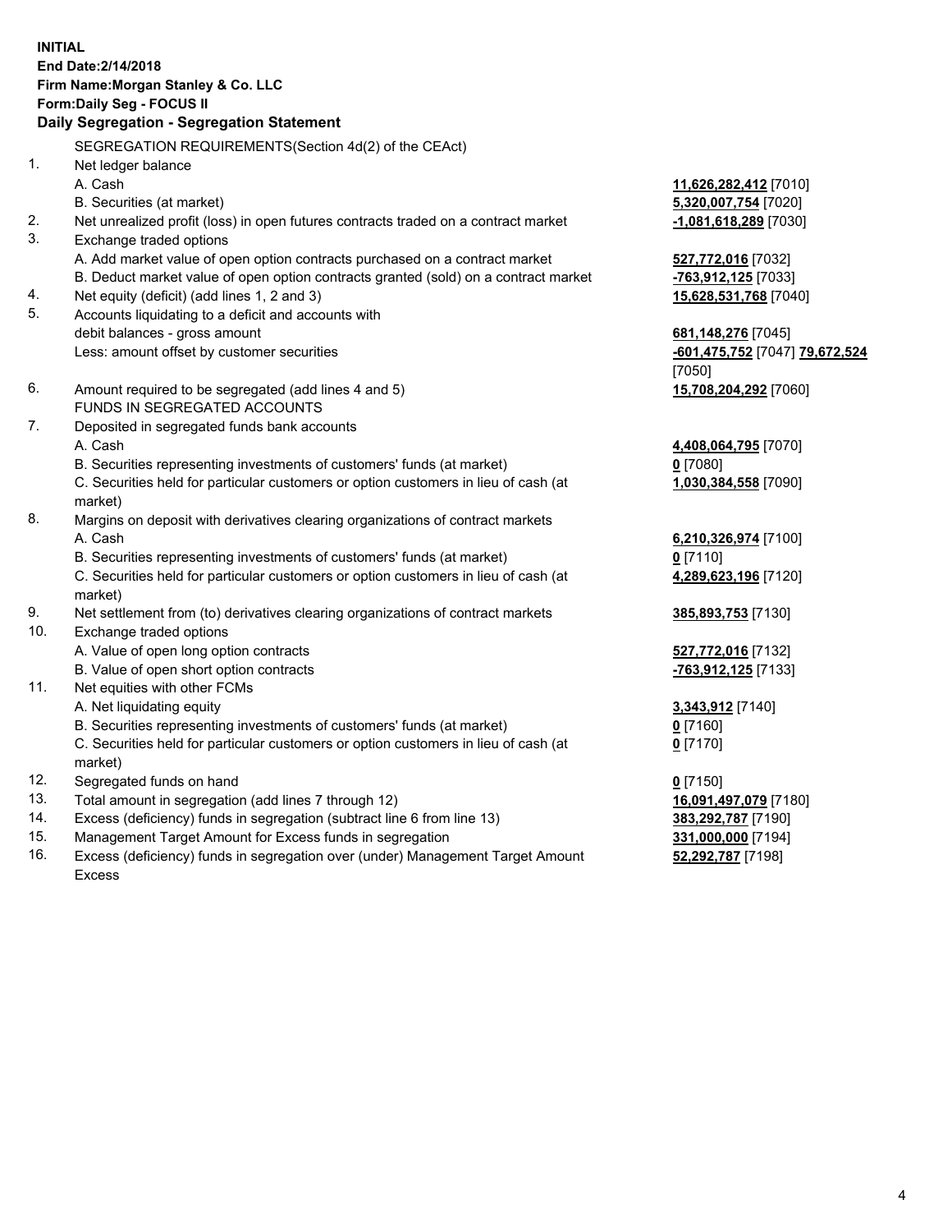**INITIAL**
**End Date:2/14/2018**
**Firm Name:Morgan Stanley & Co. LLC**
**Form:Daily Seg - FOCUS II**
**Daily Segregation - Segregation Statement**

| | | |
|---|---|---|
| | SEGREGATION REQUIREMENTS(Section 4d(2) of the CEAct) | |
| 1. | Net ledger balance | |
| | A. Cash | **11,626,282,412** [7010] |
| | B. Securities (at market) | **5,320,007,754** [7020] |
| 2. | Net unrealized profit (loss) in open futures contracts traded on a contract market | **-1,081,618,289** [7030] |
| 3. | Exchange traded options | |
| | A. Add market value of open option contracts purchased on a contract market | **527,772,016** [7032] |
| | B. Deduct market value of open option contracts granted (sold) on a contract market | **-763,912,125** [7033] |
| 4. | Net equity (deficit) (add lines 1, 2 and 3) | **15,628,531,768** [7040] |
| 5. | Accounts liquidating to a deficit and accounts with | |
| | debit balances - gross amount | **681,148,276** [7045] |
| | Less: amount offset by customer securities | **-601,475,752** [7047] **79,672,524** [7050] |
| 6. | Amount required to be segregated (add lines 4 and 5) | **15,708,204,292** [7060] |
| | FUNDS IN SEGREGATED ACCOUNTS | |
| 7. | Deposited in segregated funds bank accounts | |
| | A. Cash | **4,408,064,795** [7070] |
| | B. Securities representing investments of customers' funds (at market) | **0** [7080] |
| | C. Securities held for particular customers or option customers in lieu of cash (at market) | **1,030,384,558** [7090] |
| 8. | Margins on deposit with derivatives clearing organizations of contract markets | |
| | A. Cash | **6,210,326,974** [7100] |
| | B. Securities representing investments of customers' funds (at market) | **0** [7110] |
| | C. Securities held for particular customers or option customers in lieu of cash (at market) | **4,289,623,196** [7120] |
| 9. | Net settlement from (to) derivatives clearing organizations of contract markets | **385,893,753** [7130] |
| 10. | Exchange traded options | |
| | A. Value of open long option contracts | **527,772,016** [7132] |
| | B. Value of open short option contracts | **-763,912,125** [7133] |
| 11. | Net equities with other FCMs | |
| | A. Net liquidating equity | **3,343,912** [7140] |
| | B. Securities representing investments of customers' funds (at market) | **0** [7160] |
| | C. Securities held for particular customers or option customers in lieu of cash (at market) | **0** [7170] |
| 12. | Segregated funds on hand | **0** [7150] |
| 13. | Total amount in segregation (add lines 7 through 12) | **16,091,497,079** [7180] |
| 14. | Excess (deficiency) funds in segregation (subtract line 6 from line 13) | **383,292,787** [7190] |
| 15. | Management Target Amount for Excess funds in segregation | **331,000,000** [7194] |
| 16. | Excess (deficiency) funds in segregation over (under) Management Target Amount Excess | **52,292,787** [7198] |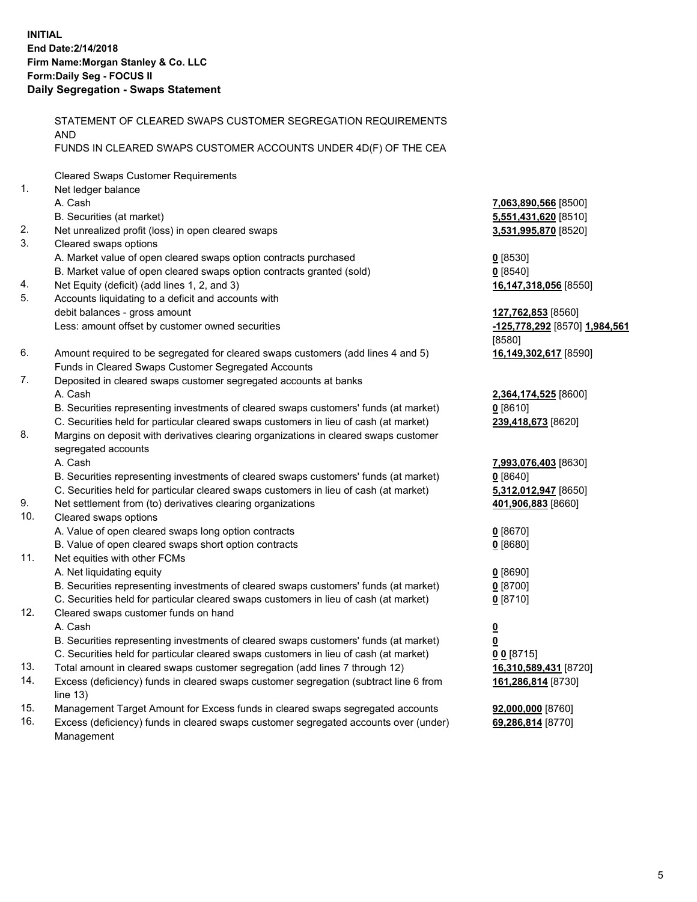**INITIAL**
**End Date:2/14/2018**
**Firm Name:Morgan Stanley & Co. LLC**
**Form:Daily Seg - FOCUS II**
**Daily Segregation - Swaps Statement**

STATEMENT OF CLEARED SWAPS CUSTOMER SEGREGATION REQUIREMENTS
AND
FUNDS IN CLEARED SWAPS CUSTOMER ACCOUNTS UNDER 4D(F) OF THE CEA

Cleared Swaps Customer Requirements

1. Net ledger balance
   A. Cash **7,063,890,566** [8500]
   B. Securities (at market) **5,551,431,620** [8510]
2. Net unrealized profit (loss) in open cleared swaps **3,531,995,870** [8520]
3. Cleared swaps options
   A. Market value of open cleared swaps option contracts purchased **0** [8530]
   B. Market value of open cleared swaps option contracts granted (sold) **0** [8540]
4. Net Equity (deficit) (add lines 1, 2, and 3) **16,147,318,056** [8550]
5. Accounts liquidating to a deficit and accounts with debit balances - gross amount **127,762,853** [8560]
   Less: amount offset by customer owned securities **-125,778,292** [8570] **1,984,561** [8580]
6. Amount required to be segregated for cleared swaps customers (add lines 4 and 5) **16,149,302,617** [8590]

Funds in Cleared Swaps Customer Segregated Accounts

7. Deposited in cleared swaps customer segregated accounts at banks
   A. Cash **2,364,174,525** [8600]
   B. Securities representing investments of cleared swaps customers' funds (at market) **0** [8610]
   C. Securities held for particular cleared swaps customers in lieu of cash (at market) **239,418,673** [8620]
8. Margins on deposit with derivatives clearing organizations in cleared swaps customer segregated accounts
   A. Cash **7,993,076,403** [8630]
   B. Securities representing investments of cleared swaps customers' funds (at market) **0** [8640]
   C. Securities held for particular cleared swaps customers in lieu of cash (at market) **5,312,012,947** [8650]
9. Net settlement from (to) derivatives clearing organizations **401,906,883** [8660]
10. Cleared swaps options
    A. Value of open cleared swaps long option contracts **0** [8670]
    B. Value of open cleared swaps short option contracts **0** [8680]
11. Net equities with other FCMs
    A. Net liquidating equity **0** [8690]
    B. Securities representing investments of cleared swaps customers' funds (at market) **0** [8700]
    C. Securities held for particular cleared swaps customers in lieu of cash (at market) **0** [8710]
12. Cleared swaps customer funds on hand
    A. Cash **0**
    B. Securities representing investments of cleared swaps customers' funds (at market) **0**
    C. Securities held for particular cleared swaps customers in lieu of cash (at market) **0** **0** [8715]
13. Total amount in cleared swaps customer segregation (add lines 7 through 12) **16,310,589,431** [8720]
14. Excess (deficiency) funds in cleared swaps customer segregation (subtract line 6 from line 13) **161,286,814** [8730]
15. Management Target Amount for Excess funds in cleared swaps segregated accounts **92,000,000** [8760]
16. Excess (deficiency) funds in cleared swaps customer segregated accounts over (under) Management **69,286,814** [8770]